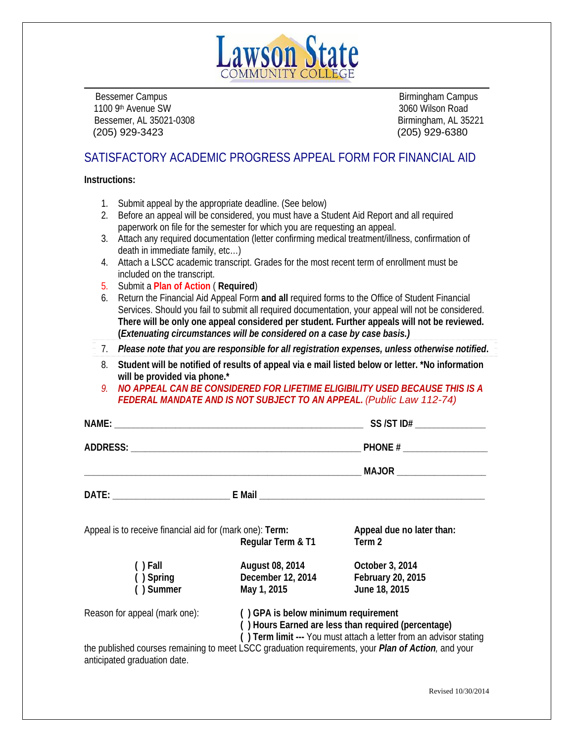Lawson State
COMMUNITY COLLEGE

| Bessemer Campus | Birmingham Campus |
|---|---|
| 1100 9th Avenue SW | 3060 Wilson Road |
| Bessemer, AL 35021-0308 | Birmingham, AL 35221 |
| (205) 929-3423 | (205) 929-6380 |

## SATISFACTORY ACADEMIC PROGRESS APPEAL FORM FOR FINANCIAL AID

**Instructions:**

1. Submit appeal by the appropriate deadline. (See below)
2. Before an appeal will be considered, you must have a Student Aid Report and all required paperwork on file for the semester for which you are requesting an appeal.
3. Attach any required documentation (letter confirming medical treatment/illness, confirmation of death in immediate family, etc…)
4. Attach a LSCC academic transcript. Grades for the most recent term of enrollment must be included on the transcript.
5. Submit a **Plan of Action** ( **Required**)
6. Return the Financial Aid Appeal Form **and all** required forms to the Office of Student Financial Services. Should you fail to submit all required documentation, your appeal will not be considered. **There will be only one appeal considered per student. Further appeals will not be reviewed. (*Extenuating circumstances will be considered on a case by case basis.)***
7. ***Please note that you are responsible for all registration expenses, unless otherwise notified*.**
8. **Student will be notified of results of appeal via e mail listed below or letter. \*No information will be provided via phone.\***
9. ***NO APPEAL CAN BE CONSIDERED FOR LIFETIME ELIGIBILITY USED BECAUSE THIS IS A FEDERAL MANDATE AND IS NOT SUBJECT TO AN APPEAL.*** *(Public Law 112-74)*

**NAME:** ______________________________________________ **SS /ST ID#** _____________

**ADDRESS:** ___________________________________________ **PHONE #** _______________

_______________________________________________________ **MAJOR** ________________

**DATE:** ______________________ **E Mail** ___________________________________________

Appeal is to receive financial aid for (mark one):

| | **Term: Regular Term & T1** | **Appeal due no later than: Term 2** |
|---|---|---|
| **( ) Fall** | **August 08, 2014** | **October 3, 2014** |
| **( ) Spring** | **December 12, 2014** | **February 20, 2015** |
| **( ) Summer** | **May 1, 2015** | **June 18, 2015** |

Reason for appeal (mark one):

**( ) GPA is below minimum requirement**
**( ) Hours Earned are less than required (percentage)**
**( ) Term limit ---** You must attach a letter from an advisor stating the published courses remaining to meet LSCC graduation requirements, your ***Plan of Action***, and your anticipated graduation date.

Revised 10/30/2014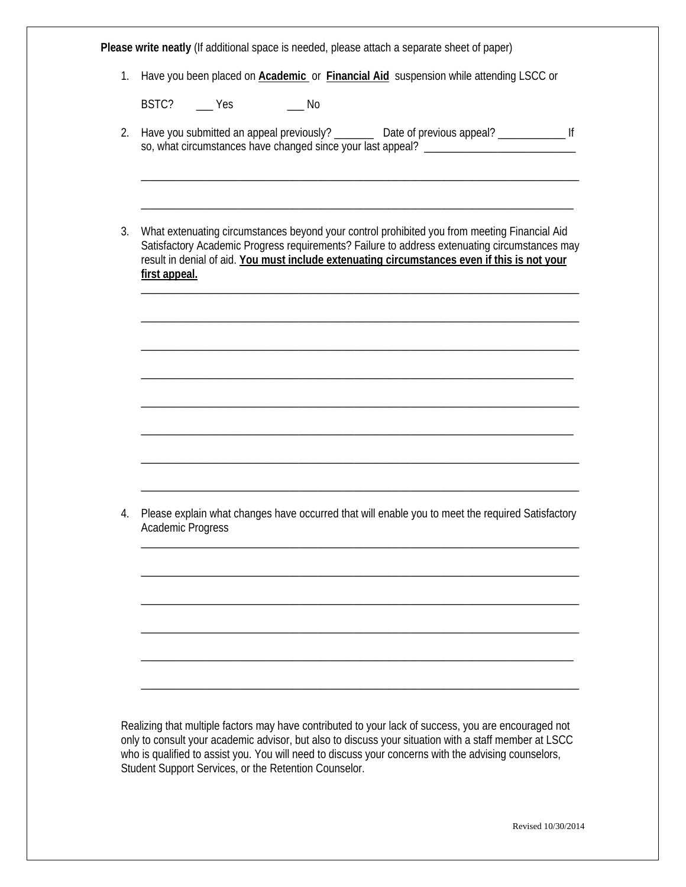**Please write neatly** (If additional space is needed, please attach a separate sheet of paper)

1. Have you been placed on **Academic** or **Financial Aid** suspension while attending LSCC or BSTC? ___ Yes ___ No

2. Have you submitted an appeal previously? _______ Date of previous appeal? ____________ If so, what circumstances have changed since your last appeal? ___________________________

   ______________________________________________________________________________

   ______________________________________________________________________________

3. What extenuating circumstances beyond your control prohibited you from meeting Financial Aid Satisfactory Academic Progress requirements? Failure to address extenuating circumstances may result in denial of aid. **You must include extenuating circumstances even if this is not your first appeal.**

   ______________________________________________________________________________

   ______________________________________________________________________________

   ______________________________________________________________________________

   ______________________________________________________________________________

   ______________________________________________________________________________

   ______________________________________________________________________________

   ______________________________________________________________________________

   ______________________________________________________________________________

4. Please explain what changes have occurred that will enable you to meet the required Satisfactory Academic Progress

   ______________________________________________________________________________

   ______________________________________________________________________________

   ______________________________________________________________________________

   ______________________________________________________________________________

   ______________________________________________________________________________

   ______________________________________________________________________________

Realizing that multiple factors may have contributed to your lack of success, you are encouraged not only to consult your academic advisor, but also to discuss your situation with a staff member at LSCC who is qualified to assist you. You will need to discuss your concerns with the advising counselors, Student Support Services, or the Retention Counselor.

Revised 10/30/2014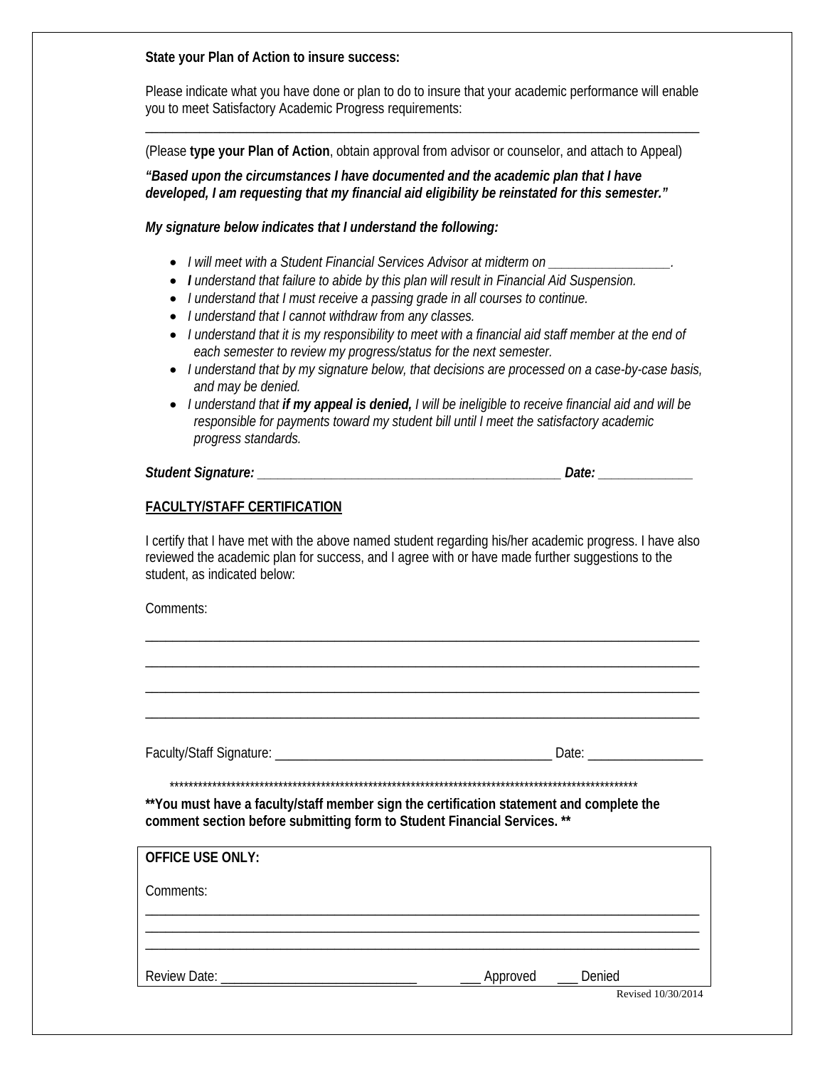**State your Plan of Action to insure success:**

Please indicate what you have done or plan to do to insure that your academic performance will enable you to meet Satisfactory Academic Progress requirements:

_______________________________________________________________________________

(Please **type your Plan of Action**, obtain approval from advisor or counselor, and attach to Appeal)

***"Based upon the circumstances I have documented and the academic plan that I have developed, I am requesting that my financial aid eligibility be reinstated for this semester."***

***My signature below indicates that I understand the following:***

- *I will meet with a Student Financial Services Advisor at midterm on _________________.*
- ***I** understand that failure to abide by this plan will result in Financial Aid Suspension.*
- *I understand that I must receive a passing grade in all courses to continue.*
- *I understand that I cannot withdraw from any classes.*
- *I understand that it is my responsibility to meet with a financial aid staff member at the end of each semester to review my progress/status for the next semester.*
- *I understand that by my signature below, that decisions are processed on a case-by-case basis, and may be denied.*
- *I understand that **if my appeal is denied,** I will be ineligible to receive financial aid and will be responsible for payments toward my student bill until I meet the satisfactory academic progress standards.*

***Student Signature:** _____________________________________________ **Date:** _____________*

**FACULTY/STAFF CERTIFICATION**

I certify that I have met with the above named student regarding his/her academic progress. I have also reviewed the academic plan for success, and I agree with or have made further suggestions to the student, as indicated below:

Comments:

_______________________________________________________________________________

_______________________________________________________________________________

_______________________________________________________________________________

_______________________________________________________________________________

Faculty/Staff Signature: _________________________________________ Date: ________________

*****************************************************************************************************

**\*\*You must have a faculty/staff member sign the certification statement and complete the comment section before submitting form to Student Financial Services. \*\***

**OFFICE USE ONLY:**

Comments:

_______________________________________________________________________________

_______________________________________________________________________________

_______________________________________________________________________________

Review Date: ____________________________ ___ Approved ___ Denied

Revised 10/30/2014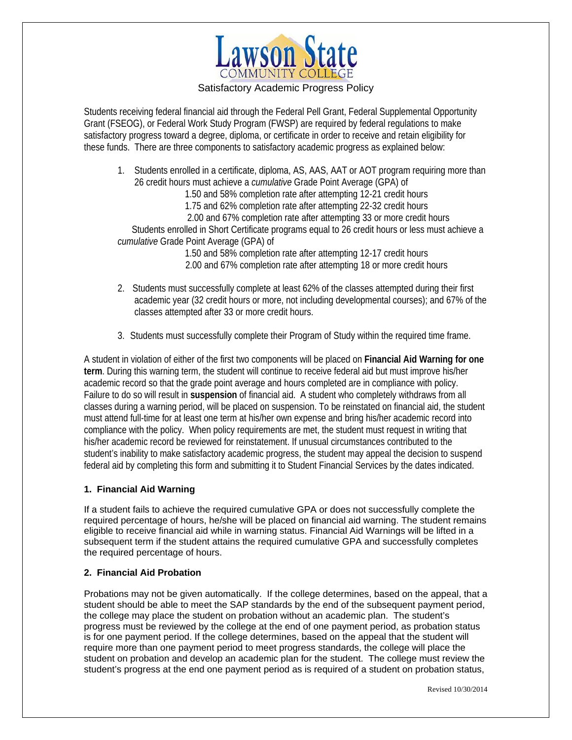# Lawson State Community College

## Satisfactory Academic Progress Policy

Students receiving federal financial aid through the Federal Pell Grant, Federal Supplemental Opportunity Grant (FSEOG), or Federal Work Study Program (FWSP) are required by federal regulations to make satisfactory progress toward a degree, diploma, or certificate in order to receive and retain eligibility for these funds. There are three components to satisfactory academic progress as explained below:

1. Students enrolled in a certificate, diploma, AS, AAS, AAT or AOT program requiring more than 26 credit hours must achieve a *cumulative* Grade Point Average (GPA) of

   1.50 and 58% completion rate after attempting 12-21 credit hours
   1.75 and 62% completion rate after attempting 22-32 credit hours
   2.00 and 67% completion rate after attempting 33 or more credit hours

   Students enrolled in Short Certificate programs equal to 26 credit hours or less must achieve a *cumulative* Grade Point Average (GPA) of

   1.50 and 58% completion rate after attempting 12-17 credit hours
   2.00 and 67% completion rate after attempting 18 or more credit hours

2. Students must successfully complete at least 62% of the classes attempted during their first academic year (32 credit hours or more, not including developmental courses); and 67% of the classes attempted after 33 or more credit hours.

3. Students must successfully complete their Program of Study within the required time frame.

A student in violation of either of the first two components will be placed on **Financial Aid Warning for one term**. During this warning term, the student will continue to receive federal aid but must improve his/her academic record so that the grade point average and hours completed are in compliance with policy. Failure to do so will result in **suspension** of financial aid. A student who completely withdraws from all classes during a warning period, will be placed on suspension. To be reinstated on financial aid, the student must attend full-time for at least one term at his/her own expense and bring his/her academic record into compliance with the policy. When policy requirements are met, the student must request in writing that his/her academic record be reviewed for reinstatement. If unusual circumstances contributed to the student's inability to make satisfactory academic progress, the student may appeal the decision to suspend federal aid by completing this form and submitting it to Student Financial Services by the dates indicated.

### 1. Financial Aid Warning

If a student fails to achieve the required cumulative GPA or does not successfully complete the required percentage of hours, he/she will be placed on financial aid warning. The student remains eligible to receive financial aid while in warning status. Financial Aid Warnings will be lifted in a subsequent term if the student attains the required cumulative GPA and successfully completes the required percentage of hours.

### 2. Financial Aid Probation

Probations may not be given automatically. If the college determines, based on the appeal, that a student should be able to meet the SAP standards by the end of the subsequent payment period, the college may place the student on probation without an academic plan. The student's progress must be reviewed by the college at the end of one payment period, as probation status is for one payment period. If the college determines, based on the appeal that the student will require more than one payment period to meet progress standards, the college will place the student on probation and develop an academic plan for the student. The college must review the student's progress at the end one payment period as is required of a student on probation status,

Revised 10/30/2014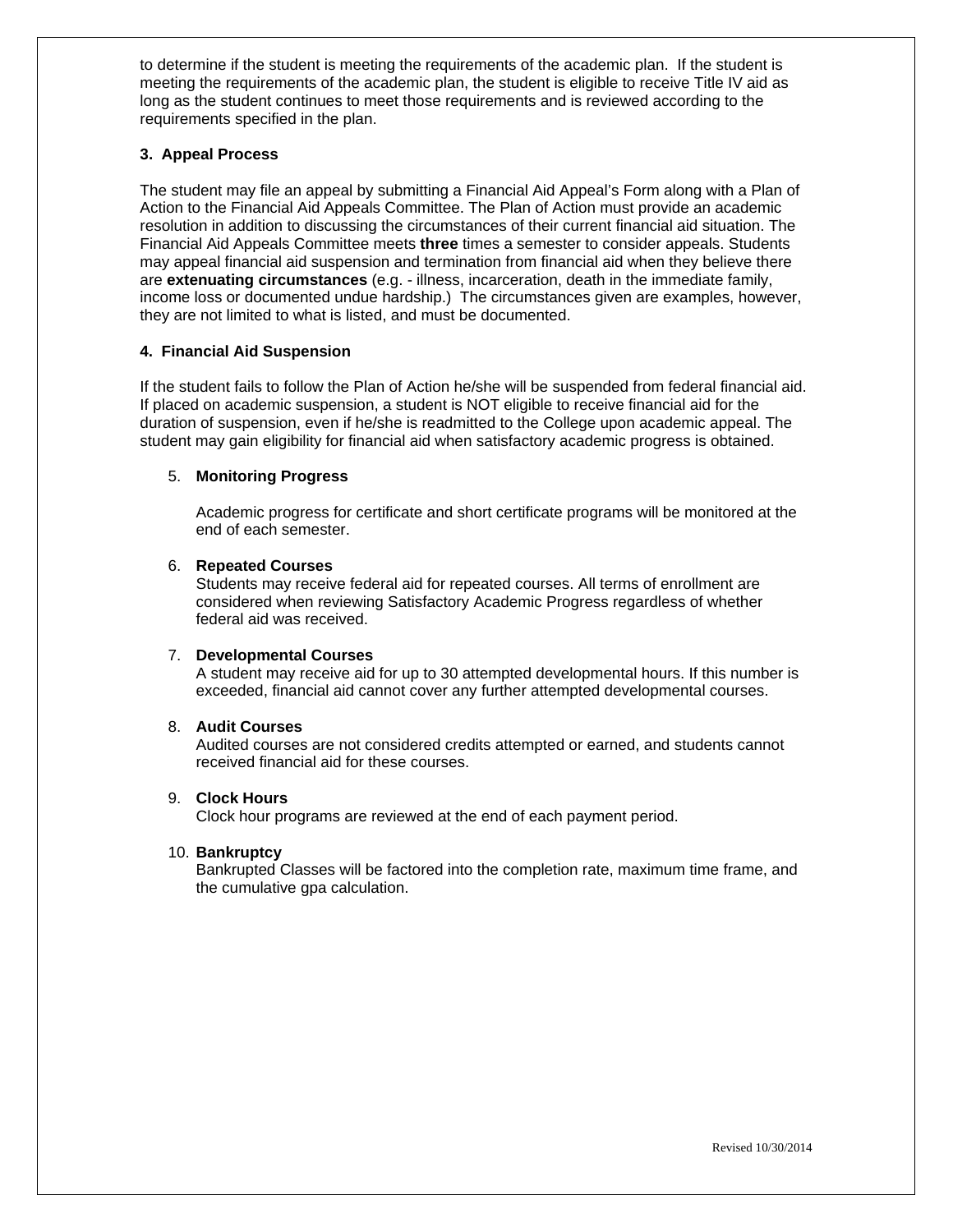to determine if the student is meeting the requirements of the academic plan. If the student is meeting the requirements of the academic plan, the student is eligible to receive Title IV aid as long as the student continues to meet those requirements and is reviewed according to the requirements specified in the plan.

**3. Appeal Process**

The student may file an appeal by submitting a Financial Aid Appeal's Form along with a Plan of Action to the Financial Aid Appeals Committee. The Plan of Action must provide an academic resolution in addition to discussing the circumstances of their current financial aid situation. The Financial Aid Appeals Committee meets **three** times a semester to consider appeals. Students may appeal financial aid suspension and termination from financial aid when they believe there are **extenuating circumstances** (e.g. - illness, incarceration, death in the immediate family, income loss or documented undue hardship.) The circumstances given are examples, however, they are not limited to what is listed, and must be documented.

**4. Financial Aid Suspension**

If the student fails to follow the Plan of Action he/she will be suspended from federal financial aid. If placed on academic suspension, a student is NOT eligible to receive financial aid for the duration of suspension, even if he/she is readmitted to the College upon academic appeal. The student may gain eligibility for financial aid when satisfactory academic progress is obtained.

5. **Monitoring Progress**

   Academic progress for certificate and short certificate programs will be monitored at the end of each semester.

6. **Repeated Courses**
   Students may receive federal aid for repeated courses. All terms of enrollment are considered when reviewing Satisfactory Academic Progress regardless of whether federal aid was received.

7. **Developmental Courses**
   A student may receive aid for up to 30 attempted developmental hours. If this number is exceeded, financial aid cannot cover any further attempted developmental courses.

8. **Audit Courses**
   Audited courses are not considered credits attempted or earned, and students cannot received financial aid for these courses.

9. **Clock Hours**
   Clock hour programs are reviewed at the end of each payment period.

10. **Bankruptcy**
    Bankrupted Classes will be factored into the completion rate, maximum time frame, and the cumulative gpa calculation.

Revised 10/30/2014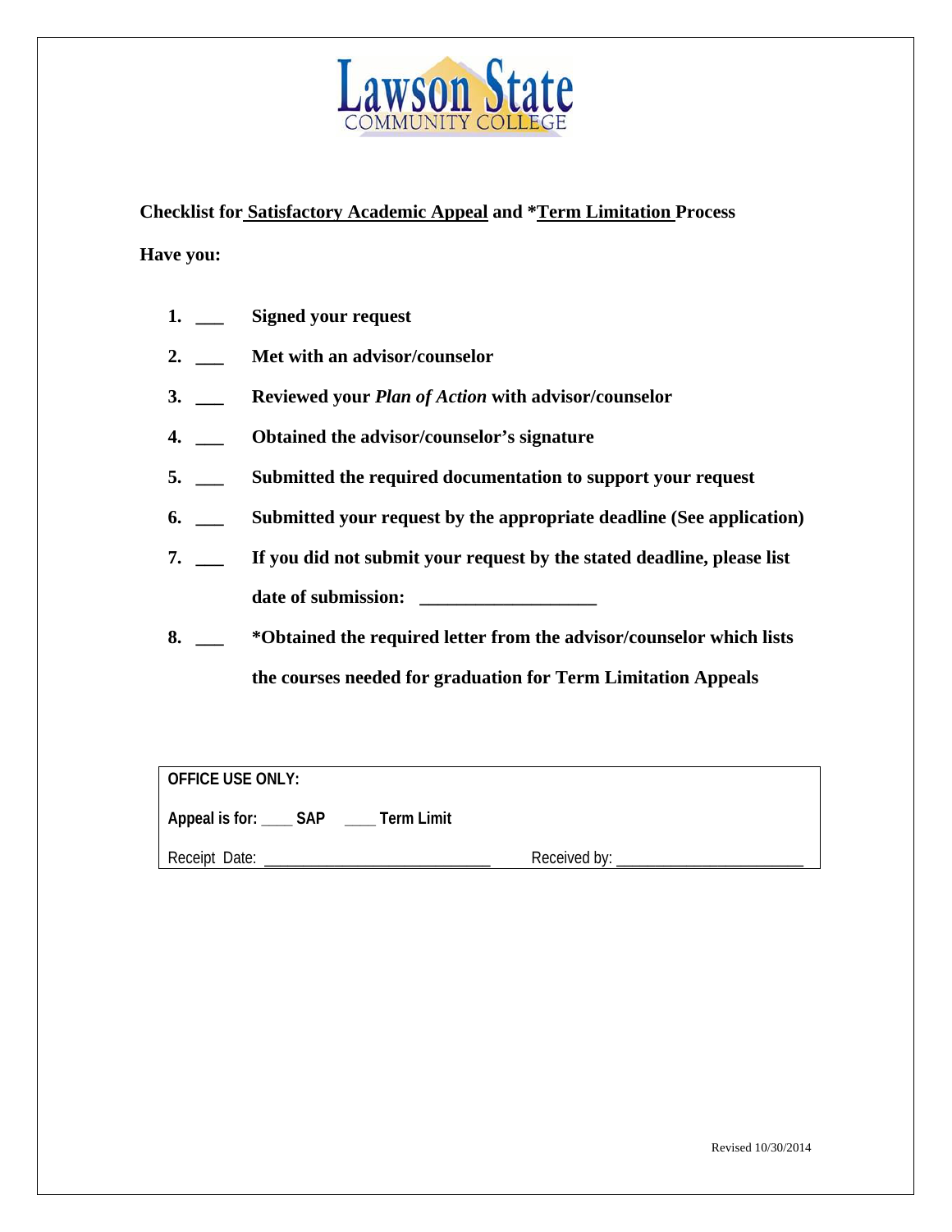Lawson State COMMUNITY COLLEGE

**Checklist for Satisfactory Academic Appeal and *Term Limitation Process**

**Have you:**

1. ___ **Signed your request**
2. ___ **Met with an advisor/counselor**
3. ___ **Reviewed your *Plan of Action* with advisor/counselor**
4. ___ **Obtained the advisor/counselor's signature**
5. ___ **Submitted the required documentation to support your request**
6. ___ **Submitted your request by the appropriate deadline (See application)**
7. ___ **If you did not submit your request by the stated deadline, please list date of submission: ___________________**
8. ___ ***Obtained the required letter from the advisor/counselor which lists the courses needed for graduation for Term Limitation Appeals**

**OFFICE USE ONLY:**

**Appeal is for:** ____ **SAP** ____ **Term Limit**

Receipt Date: ____________________________ Received by: ________________________

Revised 10/30/2014